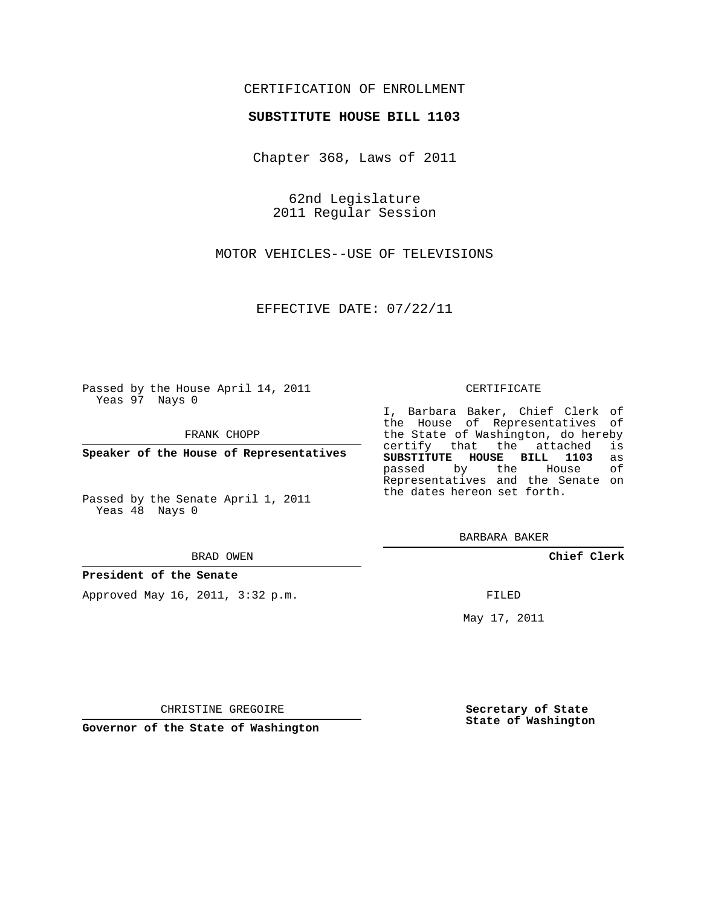CERTIFICATION OF ENROLLMENT

**SUBSTITUTE HOUSE BILL 1103**

Chapter 368, Laws of 2011

62nd Legislature
2011 Regular Session

MOTOR VEHICLES--USE OF TELEVISIONS

EFFECTIVE DATE: 07/22/11

Passed by the House April 14, 2011
Yeas 97 Nays 0

FRANK CHOPP

**Speaker of the House of Representatives**

Passed by the Senate April 1, 2011
Yeas 48 Nays 0

BRAD OWEN

**President of the Senate**

Approved May 16, 2011, 3:32 p.m.

CHRISTINE GREGOIRE

**Governor of the State of Washington**

CERTIFICATE

I, Barbara Baker, Chief Clerk of the House of Representatives of the State of Washington, do hereby certify that the attached is **SUBSTITUTE HOUSE BILL 1103** as passed by the House of Representatives and the Senate on the dates hereon set forth.

BARBARA BAKER

**Chief Clerk**

FILED

May 17, 2011

**Secretary of State**
**State of Washington**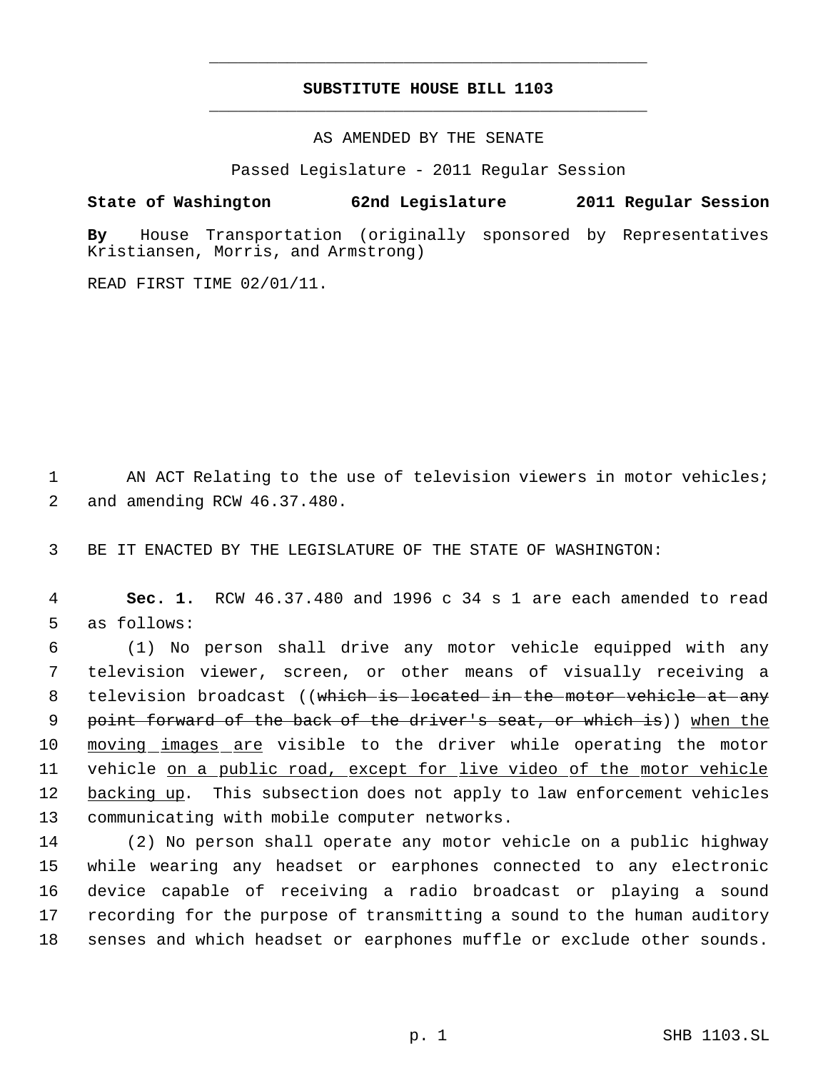# SUBSTITUTE HOUSE BILL 1103

AS AMENDED BY THE SENATE

Passed Legislature - 2011 Regular Session

**State of Washington 62nd Legislature 2011 Regular Session**

**By** House Transportation (originally sponsored by Representatives Kristiansen, Morris, and Armstrong)

READ FIRST TIME 02/01/11.

AN ACT Relating to the use of television viewers in motor vehicles; and amending RCW 46.37.480.

BE IT ENACTED BY THE LEGISLATURE OF THE STATE OF WASHINGTON:

**Sec. 1.** RCW 46.37.480 and 1996 c 34 s 1 are each amended to read as follows:

(1) No person shall drive any motor vehicle equipped with any television viewer, screen, or other means of visually receiving a television broadcast ((~~which is located in the motor vehicle at any point forward of the back of the driver's seat, or which is~~)) <u>when the moving images are</u> visible to the driver while operating the motor vehicle <u>on a public road, except for live video of the motor vehicle backing up</u>. This subsection does not apply to law enforcement vehicles communicating with mobile computer networks.

(2) No person shall operate any motor vehicle on a public highway while wearing any headset or earphones connected to any electronic device capable of receiving a radio broadcast or playing a sound recording for the purpose of transmitting a sound to the human auditory senses and which headset or earphones muffle or exclude other sounds.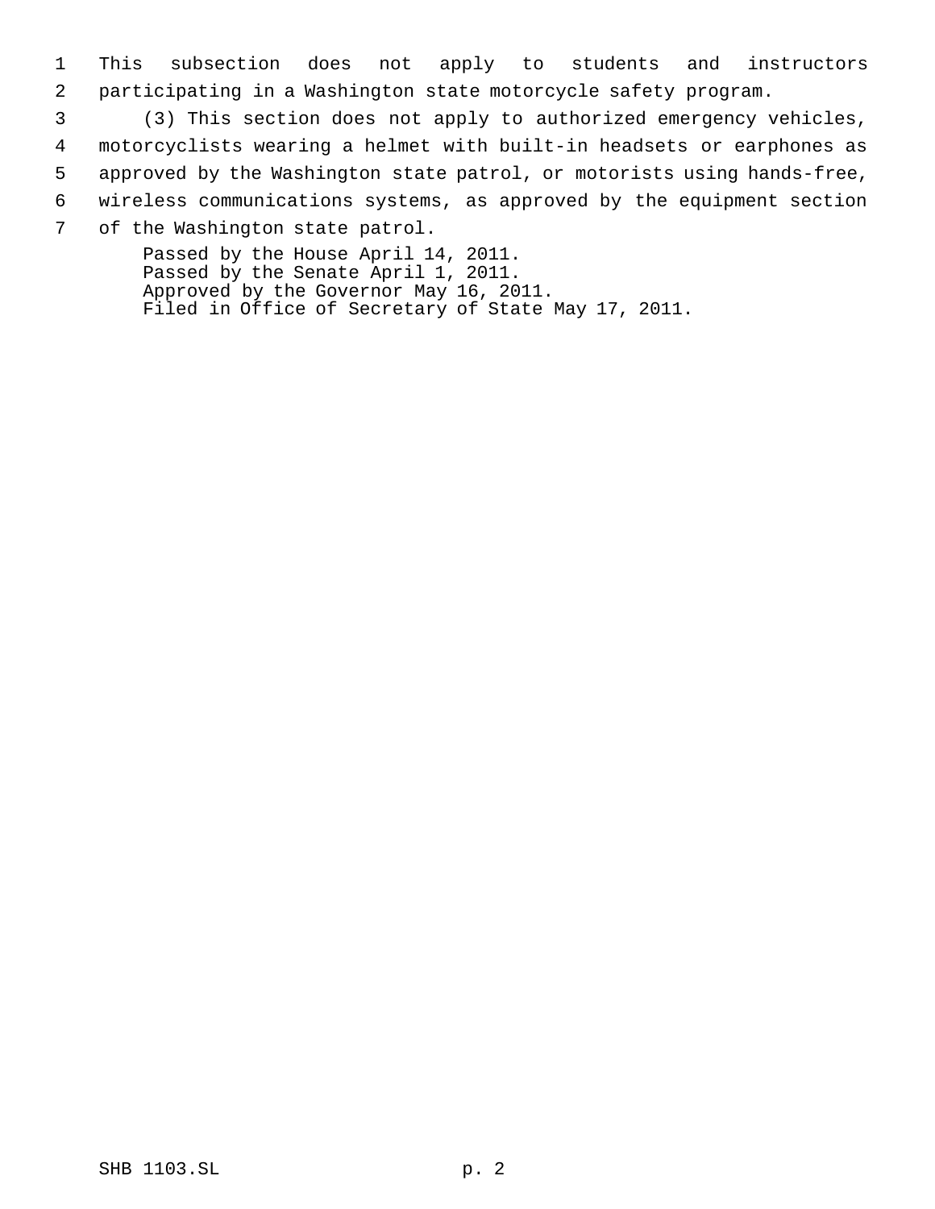This subsection does not apply to students and instructors participating in a Washington state motorcycle safety program.

(3) This section does not apply to authorized emergency vehicles, motorcyclists wearing a helmet with built-in headsets or earphones as approved by the Washington state patrol, or motorists using hands-free, wireless communications systems, as approved by the equipment section of the Washington state patrol.

Passed by the House April 14, 2011.
Passed by the Senate April 1, 2011.
Approved by the Governor May 16, 2011.
Filed in Office of Secretary of State May 17, 2011.